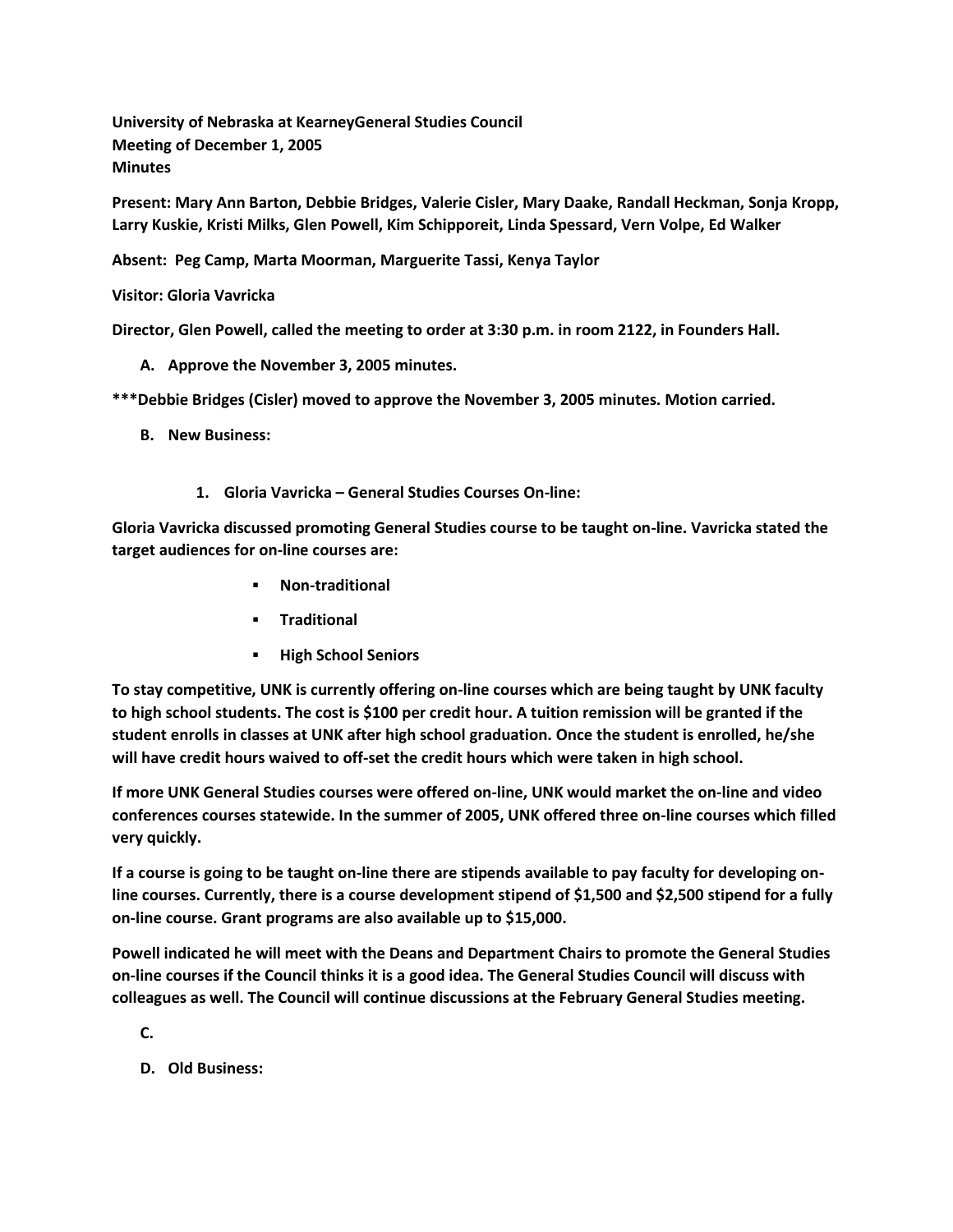**University of Nebraska at KearneyGeneral Studies Council**
**Meeting of December 1, 2005**
**Minutes**

**Present: Mary Ann Barton, Debbie Bridges, Valerie Cisler, Mary Daake, Randall Heckman, Sonja Kropp, Larry Kuskie, Kristi Milks, Glen Powell, Kim Schipporeit, Linda Spessard, Vern Volpe, Ed Walker**

**Absent: Peg Camp, Marta Moorman, Marguerite Tassi, Kenya Taylor**

**Visitor: Gloria Vavricka**

**Director, Glen Powell, called the meeting to order at 3:30 p.m. in room 2122, in Founders Hall.**

**A. Approve the November 3, 2005 minutes.**

**\*\*\*Debbie Bridges (Cisler) moved to approve the November 3, 2005 minutes. Motion carried.**

**B. New Business:**

**1. Gloria Vavricka – General Studies Courses On-line:**

**Gloria Vavricka discussed promoting General Studies course to be taught on-line. Vavricka stated the target audiences for on-line courses are:**

- **Non-traditional**
- **Traditional**
- **High School Seniors**

**To stay competitive, UNK is currently offering on-line courses which are being taught by UNK faculty to high school students. The cost is $100 per credit hour. A tuition remission will be granted if the student enrolls in classes at UNK after high school graduation. Once the student is enrolled, he/she will have credit hours waived to off-set the credit hours which were taken in high school.**

**If more UNK General Studies courses were offered on-line, UNK would market the on-line and video conferences courses statewide. In the summer of 2005, UNK offered three on-line courses which filled very quickly.**

**If a course is going to be taught on-line there are stipends available to pay faculty for developing on-line courses. Currently, there is a course development stipend of $1,500 and $2,500 stipend for a fully on-line course. Grant programs are also available up to $15,000.**

**Powell indicated he will meet with the Deans and Department Chairs to promote the General Studies on-line courses if the Council thinks it is a good idea. The General Studies Council will discuss with colleagues as well. The Council will continue discussions at the February General Studies meeting.**

**C.**

**D. Old Business:**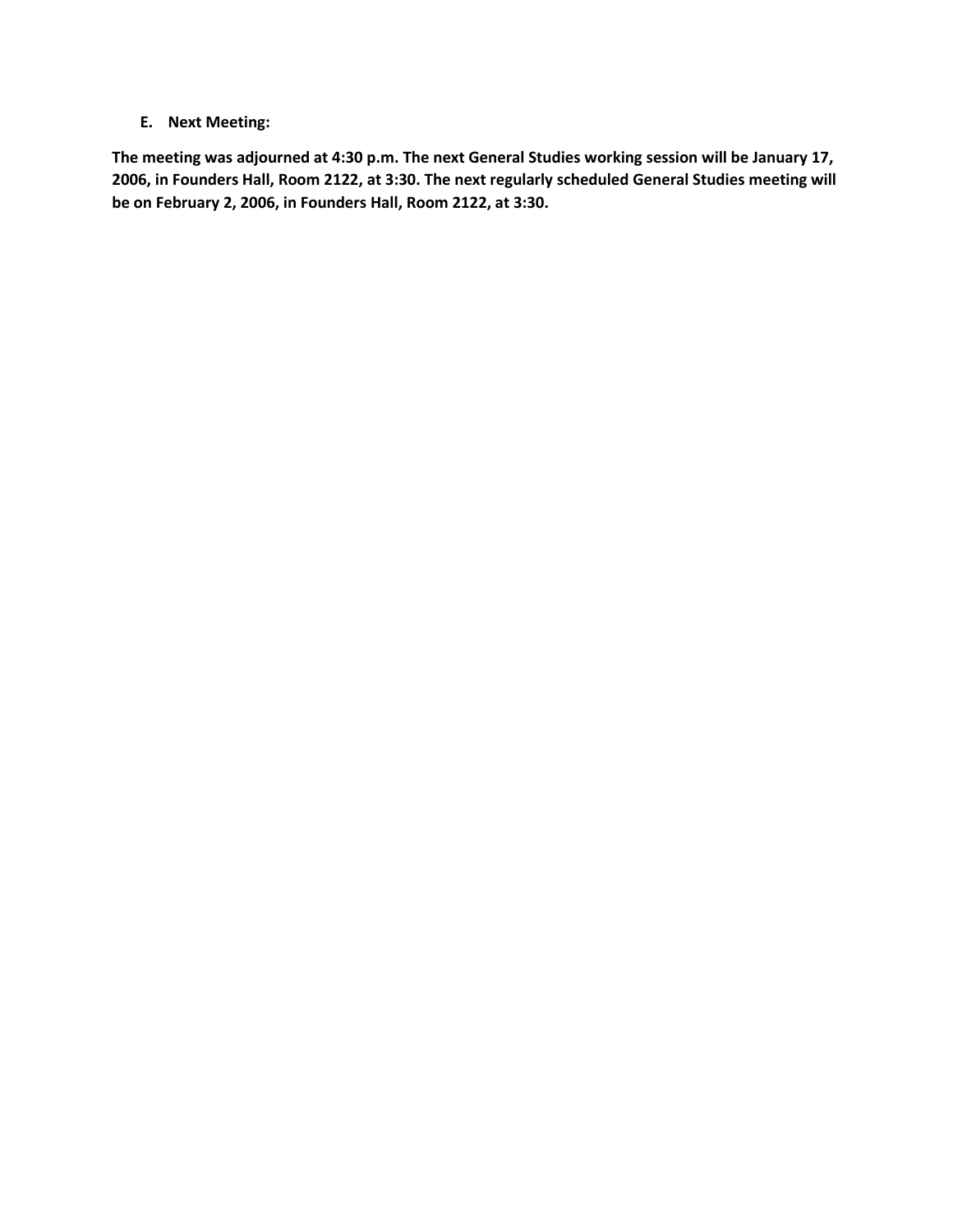E. **Next Meeting:**

**The meeting was adjourned at 4:30 p.m. The next General Studies working session will be January 17, 2006, in Founders Hall, Room 2122, at 3:30. The next regularly scheduled General Studies meeting will be on February 2, 2006, in Founders Hall, Room 2122, at 3:30.**